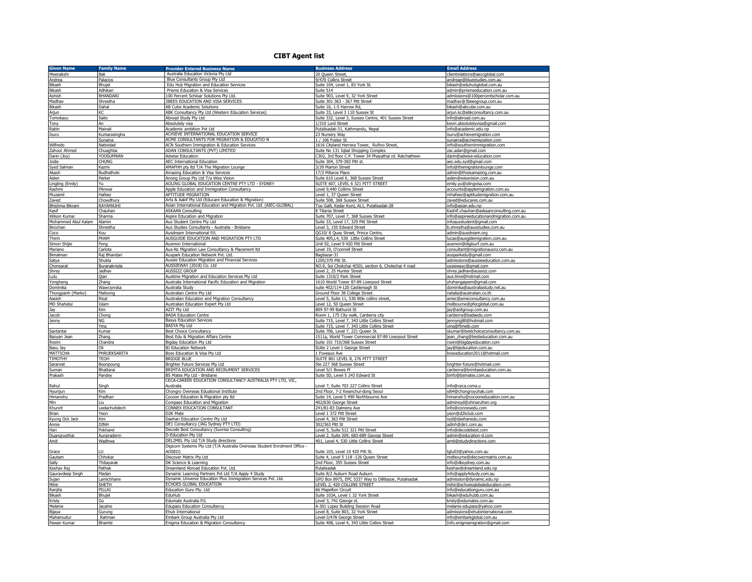# CIBT Agent list

| Given Name | Family Name | Provider Entered Business Name | Business Address | Email Address |
|---|---|---|---|---|
| Meenakshi | Bali | Australia Education Victoria Pty Ltd | 20 Queen Street, | clientrelations@aeccglobal.com |
| Andrea | Palacios | Blue Consultants Group Pty Ltd | 9/470 Collins Street | andreap@bluestudies.com.au |
| Bikash | Bhujel | Edu Hub Migration and Education Services | Suite 104, Level 1, 83 York St. | bikash@eduhubglobal.com.au |
| Bikash | Adhikari | Prisms Education & Visa Services | Suite 514 | admin@prismseducation.com.au |
| Ashish | BHANDARI | 100 Percent Schloar Solutions Pty Ltd. | Suite 903, Level 9, 32 York Street | admissions@100percentscholar.com.au |
| Madhav | Shrestha | 3BEES EDUCATION AND VISA SERVICES | Suite 301 363 - 367 Pitt Street | madhav@3beesgroup.com.au |
| Bikash | Dahal | AB Cube Academic Solutions | Suite 16, 1-5 Harrow Rd, | bikash@abcube.com.au |
| Arjun | KC | ABK Consultancy Pty Ltd (Western Education Services) | Suite 33, Level 3 110 Sussex St | arjun.kc@abkconsultancy.com.au |
| Tomokazu | Saito | Abroad Study Pty Ltd | Suite 332, Level 3, Sussex Centre, 401 Sussex Street | info@abroad.com.au |
| Tony | An | Absolutely visa | 1/310 Lord Street | kevin.absolutelyvisa@gmail.com |
| Rabin | Mainali | Academic ambition Pvt Ltd | Putalisadak-31, Kathmandu, Nepal | info@academic.edu.np |
| Isuru | Kumarasingha | ACHIEVE INTERNATIONAL EDUCATION SERVICE | 23 Nursery Way | isuru@achievemigration.com |
| | Sunaina | ACME CONSULTANTS FOR MIGRATION & EDUCATIO N | 1 / 106 Foster St | sunaina@acmemigration.com |
| Wilfredo | Natividad | ACN Southern Immigration & Education Services | 1616 Cityland Herrera Tower, Rufino Street, | info@southernimmigration.com |
| Zahoor Ahmed | Chuaghtai | ADAN CONSULTANTS (PVT) LIMITED | Suite No 131 Iqbal Shopping Complex | zac.adan@gmail.com |
| Darin (Joy) | YOOSUMRAN | Adwise Education | C302, 3rd floor C.P. Tower 34 Phayathai rd. Ratchathewi | darin@adwise-education.com |
| Jodie | CHUNG | AEC International Education | Suite 304, 379-383 Pitt st. | aec.edu.syd@gmail.com |
| Syed Salman | Kazmi | AMAFHH pty ltd T/A The Migration Lounge | 3/39 Marion Street | info@themigrationlounge.com |
| Akash | Budhathoki | Amazing Education & Visa Services | 17/3 Mitaros Place | admin@thisisamazing.com.au |
| Aiden | Parker | Anong Group Pty Ltd T/a Wise Vision | Suite 610 Level 6, 368 Sussex Street | aiden@wisevision.com.au |
| Lingling (Emily) | Yu | AOLING GLOBAL EDUCATION CENTRE PTY LTD - SYDNEY | SUITE 607, LEVEL 6 321 PITT STREET | emily.yu@olingvisa.com |
| Rashmi | PAnwar | Apple Education and Immigration Consultancy | Level 9,440 Collims Street | accounts@applemigration.com.au |
| Muzamil | Hafeez | APTITUDE MIGRATION | Level 1, 37 Queen Street | mhafeez@aptitudemigration.com.au |
| Zaved | Chowdhury | Arfa & Aakif Pty Ltd (Educare Education & Migration) | Suite 508, 368 Sussex Street | zaved@educares.com.au |
| Bhishma Bikram | RAYAMAJHI | Asian International Education and Migration Pvt. Ltd. (AIEC-GLOBAL) | Too Galli, Kedar Kunj, AL1, Putalisadak-28 | info@asian.edu.np |
| Kasif | Chauhan | ASKAAN Consulting | 8 Titania Street | Kashif.chauhan@askaanconsulting.com.au |
| Wilson Kumar | Sharma | Aspire Education and Migration | Suite 707, Level 7, 368 Sussex Street | info@aspireeducationandmigration.com.au |
| Mohammed Abul Kalam | Alamin | Aus Student Centre Pty Ltd | Suite 33, Level 17, 329 Pitt Street | infoausstudent@gmail.com |
| Birochan | Shrestha | Aus Studies Consultants - Australia - Brisbane | Level 3, 150 Edward Street | b.shrestha@ausstudies.com.au |
| Coco | Kou | Ausdream International P/L | QG10/ 8 Quay Street, Prince Centre, | admin@ausdream.org |
| Thinh | PHAM | AUSGUIDE EDUCATION AND MIGRATION PTY LTD | Suite 405,L4, 530 Little Collins Street | lucas@ausgidemigration.com.au |
| Simon Shijie | Feng | Ausmon International | Unit 92, Level 9 420 Pitt Street | ausmon@digisurf.com.au |
| Mariano | Carlota | Aus-Nz Migration Law Consultancy & Placement ltd | Level 19, O'connell Street | consultant@migrationausnz.com.au |
| Bimalman | Raj Bhandari | Auspark Education Network Pvt. Ltd. | Bagbazar-31 | ausparkedu@gmail.com |
| Satya | Shukla | Aussie Education Migration and Financial Services | 1205/370 Pitt St. | admissions@aussieeducation.com.au |
| Chonsarat | Buranakrisda | AUSSIEWAY (2018) Co. Ltd | NO.9, Soi Chokchai 4(50), section 6, Cholechai 4 road | ussiewayc@gmail.com |
| Shrey | Jadhav | AUSSIZZ GROUP | Level 2, 25 Hunter Street | shrey.jadhav@aussizz.com |
| Lulu | Qian | Austime Migration and Education Services Pty Ltd | Suite 1310/2 Park Street | aus.time@hotmail.com |
| Yongheng | Zhang | Australia International Pacific Education and Migration | 1610 World Tower 87-89 Liverpool Street | yhzhangaipem@gmail.com |
| Dominika | Wawrzynska | Australia Study | suite 402/114-120 Castlereagh St | dominika@australiastudy.net.au |
| Thongpanh (Marko) | Malivong | Australian Centre Pty Ltd | Ground Floor 38 College Street | natalia@australian.co.th |
| Aasish | Risal | Australian Education and Migration Consultancy | Level 5, Suite 11, 530 little collins street, | amec@ameconsultancy.com.au |
| MD Shahidul | Islam | Australian Education Expert Pty Ltd | Level 12, 50 Queen Street | melbourne@pfecglobal.com.au |
| Jay | Kim | AZIT Pty Ltd | 809 97-99 Bathurst St | jay@azitgroup.com.au |
| Jacob | Chong | BADA Education Centre | Room 1, 175 City walk, Canberra city | canberra@badaedu.com |
| Jenny | NG | Basya Education Services | Suite 715, Level 7, 343 Little Collins Street | jennyng80@hotmail.com |
| | Ying | BASYA Pty Ltd | Suite 715, Level 7, 343 Little Collins Street | ying@ftmelb.com |
| Savtantar | Kumar | Best Choice Consultancy | Suite 706, Level 7, 221 Queen St. | skumar@bestchoiceconsultancy.com.au |
| Baoyan Jean | Zhang | Best Edu & Migration Affairs Centre | 1511a, World Tower Commercial 87-89 Liverpool Street | jean_zhang@besteducation.com.au |
| Rosini | Chandra | Bigday Education Pty Ltd | Suite 101 710/368 Sussex Street | rosini@bigdayeducation.com |
| Basu Jay | Oli | BJ Education Network | SUite 2 Level 1 George Street | jay@bjeducation.com.au |
| MATTICHA | PHRUEKSARITA | Boss Education & Visa Pty Ltd | 1 Foveaux Ave | bosseducation2011@hotmail.com |
| TIMOTHY | TEOH | BRIDGE BLUE | SUITE 801 LEVEL 8, 276 PITT STREET | |
| Saranrat | Boonpoung | Brighter Future Services Pty Ltd | Ste 227 368 Sussex Street | brighter-future@hotmail.com |
| Suman | Bhattarai | BRIMTA EDUCATION AND RECRUMENT SERVICES | Level 5/1 Bowes Pl | canberra@brimtaeducation.com.au |
| Prakash | Pandey | BS Mates Pty Ltd - Brisbane | Suite 5D, Level 5 243 Edward St | binfo@bsmates.com.au |
| Rahul | Singh | CECA-CAREER EDUCATION CONSULTANCY AUSTRALIA PTY LTD, VIC, Australia | Level 7, Suite 703 227 Collins Street | info@ceca.coma.u |
| Hyunjun | Kim | Chongro Overseas Eduational Institute | 2nd Floor, 7-2 Kwanchul-dong Seoul | si64@chongroyuhak.com |
| Himanshu | Pradhan | Cocoon Education & Migration pty ltd | Suite 14, Level 5 490 Northbourne Ave | himanshu@cocooneducation.com.au |
| Min | Liu | Compass Education and Migration | 402/630 George Street | adminsyd@zhinanzhen.org |
| Khunrit | Leelachutidech | CONNEX EDUCATION CONSULTANT | 241/81-83 Dalmeny Ave | info@connexedu.com |
| Brian | Yeon | D2K Mate | Level 1 372 Pitt Street | yeon@d2kclub.com |
| Kyung Ock Jack | Kim | Daehan Education Centre Pty Ltd | Level 4, 363 Pitt Street | syd@daehanedu.com |
| Annie | DINH | DE1 Consultancy (JAG Sydney PTY LTD) | 302/363 Pitt St | adinh@de1.com.au |
| Hari | Pokharel | Decode Best Consultancy (Sunrise Consulting) | Level 5, Suite 512 321 Pitt Street | info@decodebest.com |
| Duangruethai | Aunpraderm | D-Education Pty Ltd | Level 2, Suite 209, 683-689 George Street | admin@education-d.com |
| Amit | Wadhwa | DEL2MEL Pty Ltd T/A Study directions | 401, Level 4, 530 Little Collins Street | amit@studydirections.com |
| Grace | LU | Digicom Systems Pty Ltd (T/A Australia Overseas Student Enrolment Office - AOSEO) | Suite 103, Level 10 420 Pitt St. | tglu03@yahoo.com.au |
| Gautam | Chhokar | Discover Matrix Pty Ltd | Suite 4, Level 5 118 -126 Queen Street | melbourne@discovermatrix.com.au |
| Sally | Thitayarak | DK Science & Learning | 2nd Floor, 355 Sussex Street | info@dksydney.com.au |
| Keshav Raj | Pathak | Dreamland Abroad Education Pvt. Ltd. | Putalisadak | keshav@dreamland.edu.np |
| Gauravdeep Singh | Madan | Dynamic Learning Partners Pvt Ltd T/A Apply 4 Study | Suite 8/2 Auburn Road Auburn | info@apply4study.com.au |
| Sujan | Lamichhane | Dynamic Universe Education Plus Immigration Services Pvt. Ltd. | GPO Box 8975, EPC 5337 Way to Dillibazar, Putalisadak | admission@dynamic.edu.np |
| Mihir | SHETH | ECHOES GLOBAL EDUCATION | LEVEL 2, 420 COLLINS STREET | mihir@echoesglobaleducation.com |
| Ranjita | PILLAI | Education Guru Pty. Ltd. | 66 Mapelton Circuit | info@educationguru.com.au |
| Bikash | Bhujel | EduHub | Suite 103A, Level 1 32 York Street | bikash@eduhubb.com.au |
| Kristy | Go | Edumate Australia P/L | Level 3, 741 George st. | kristy@edumates.com.au |
| Melanie | Jacalne | Edupass Education Consultancy | A-301 Lopez Building Session Road | melanie.edupass@yahoo.com |
| Bijaya | Gurung | Ehub International | Level 8, Suite 803, 32 York Street | admissions@ehubinternational.com |
| Mahamudur | Rahman | Embark Group Australia Pty Ltd | Level-3/478 George Street | info@embarkglobal.com.au |
| Pawan Kumar | Bhambi | Enigma Education & Migration Consultancy | Suite 408, Level 4, 343 Little Collins Street | Info.enigmamigration@gmail.com |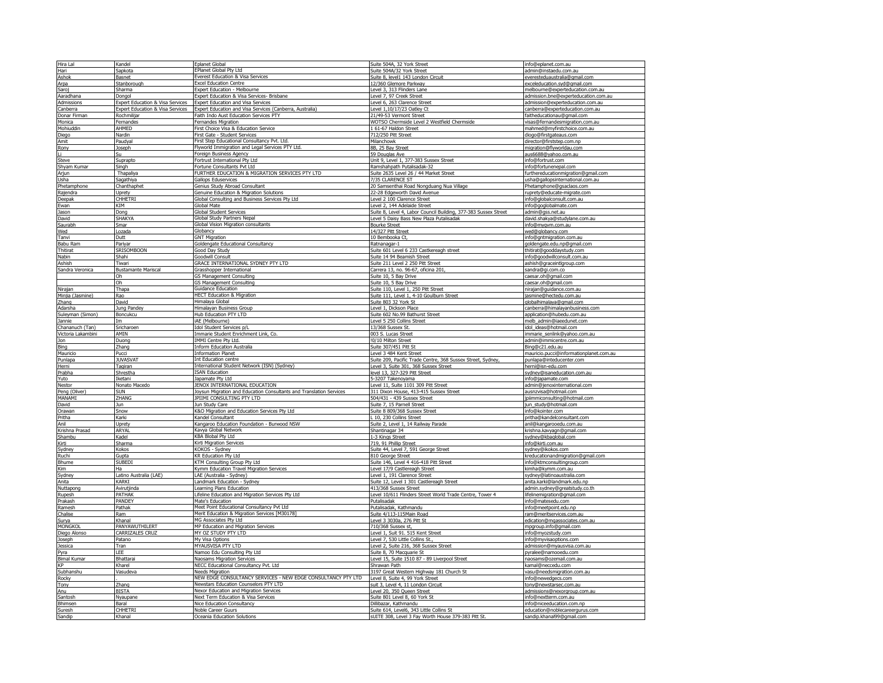| | | | | |
|---|---|---|---|---|
| Hira Lal | Kandel | Eplanet Global | Suite 504A, 32 York Street | info@eplanet.com.au |
| Hari | Sapkota | EPlanet Global Pty Ltd | Suite 504A/32 York Street | admin@instaedu.com.au |
| Ashok | Basnet | Everest Education & Visa Services | Suite 8, level1 143 London Circuit | everesteduaustralia@gmail.com |
| Arpa | Stanborough | Excel Education Centre | 12/360 Glemore Parkway | exceleducation.syd@gmail.com |
| Saroj | Sharma | Expert Education - Melbourne | Level 3, 313 Flinders Lane | melbourne@experteducation.com.au |
| Aaradhana | Dongol | Expert Education & Visa Services- Brisbane | Level 7, 97 Creek Street | admission.bne@experteducation.com.au |
| Admissions | Expert Education & Visa Services | Expert Education and Visa Services | Level 6, 263 Clarence Street | admission@experteducation.com.au |
| Canberra | Expert Education & Visa Services | Expert Education and Visa Services (Canberra, Australia) | Level 1,10/17/23 Oatley Ct | canberra@experteducation.com.au |
| Donar Firman | Rochmilljar | Faith Indo Aust Education Services PTY | 21/49-53 Vermont Street | faitheducationau@gmail.com |
| Monica | Fernandes | Fernandes Migration | WOTSO Chermside Level 2 Westfield Chermside | visas@fernandesmigration.com.au |
| Mohiuddin | AHMED | First Choice Visa & Education Service | 1 61-67 Haldon Street | mahmed@myfirstchoice.com.au |
| Diego | Nardin | First Gate - Student Services | 712/250 Pitt Street | diogo@firstgateaus.com |
| Amit | Paudyal | First Step Educational Consultancy Pvt. Ltd. | Milanchowk | director@firststep.com.np |
| Rony | Joseph | Flyworld Immigration and Legal Services PTY Ltd. | 8B, 25 Bay Street | migration@flyworldau.com |
| Li | Su | Foreign Business Agency | 59 Douglas Ave | aus6688@yahoo.com.au |
| Steve | Suprapto | Fortrust International Pty Ltd | Unit 9, Level 1, 377-383 Sussex Street | info@fortrust.com |
| Shyam Kumar | Singh | Fortune Consultants Pvt Ltd | Ramshahpath Putalisadak-32 | info@fortunenepal.com |
| Arjun | Thapaliya | FURTHER EDUCATION & MIGRATION SERVICES PTY LTD | Suite 2635 Level 26 / 44 Market Street | furthereducationmigration@gmail.com |
| Usha | Sagathiya | Gallops Eduservices | 7/35 CLARENCE ST | usha@gallopsinternational.com.au |
| Phetamphone | Chanthaphet | Genius Study Abroad Consultant | 20 Samsenthai Road Nongduang Nua Village | Phetamphone@gsaclaos.com |
| Rajendra | Uprety | Genuine Education & Migration Solutions | 22-28 Edgeworth David Avenue | ruprety@educate-migrate.com |
| Deepak | CHHETRI | Global Consulting and Business Services Pty Ltd | Level 2 100 Clarence Street | info@globalconsult.com.au |
| Ewan | KIM | Global Mate | Level 2, 144 Adelaide Street | info@goglobalmate.com |
| Jason | Dong | Global Student Services | Suite 8, Level 4, Labor Council Building, 377-383 Sussex Street | admin@gss.net.au |
| David | SHAKYA | Global Study Partners Nepal | Level 5 Daisy Bass New Plaza Putalisadak | david.shakya@studylane.com.au |
| Saurabh | Smar | Global Vision Migration consultants | Bourke Street | info@mygvm.com.au |
| Wed | Lozada | Globancy | 14/327 Pitt Street | wed@globancy.com |
| Tanvi | Dutt | GNT Migration | 10 Bembooka Ct, | info@gntmigration.com.au |
| Babu Ram | Pariyar | Goldengate Educational Consultancy | Ratnanagar-1 | goldengate.edu.np@gmail.com |
| Thitirat | SRISOMBOON | Good Day Study | Suite 601 Level 6 233 Castkereagh street | thitirat@gooddaystudy.com |
| Nabin | Shahi | Goodwill Consult | Suite 14 94 Beamish Street | info@goodwillconsult.com.au |
| Ashish | Tiwari | GRACE INTERNATIONAL SYDNEY PTY LTD | Suite 211 Level 2 250 Pitt Street | ashish@graceintlgroup.com |
| Sandra Veronica | Bustamante Mariscal | Grasshopper International | Carrera 13, no. 96-67, oficina 201, | sandra@gi.com.co |
| | Oh | GS Management Consulting | Suite 10, 5 Bay Drive | caesar.oh@gmail.com |
| | Oh | GS Management Consulting | Suite 10, 5 Bay Drive | caesar.oh@gmail.com |
| Nirajan | Thapa | Guidance Education | Suite 110, Level 1, 250 Pitt Street | nirajan@guidance.com.au |
| Minjia (Jasmine) | Rao | HECT Education & Migration | Suite 111, Level 1, 4-10 Goulburn Street | jasmine@hectedu.com.au |
| Zhang | David | Himalaya Global | Suite 803 32 York St | globalhimalaya@gmail.com |
| Adarsha | Jung Pandey | Himalayan Business Group | Level 1, Dickson Place | canberra@himalayanbusiness.com |
| Suleyman (Simon) | Boncukcu | Hub Education PTY LTD | Suite 602 No.99 Bathurst Street | application@hubedu.com.au |
| Jannie | Im | iAE (Melbourne) | Level 5 250 Collins Street | melb_admin@iaeedunet.com |
| Chananuch (Tan) | Sricharoen | Idol Student Services p/L | 13/368 Sussex St. | idol_ideas@hotmail.com |
| Victoria Lakambini | AMIN | Immarie Student Enrichment Link, Co. | 003 S. Lucas Street | immarie_senlink@yahoo.com.au |
| Jon | Duong | IMMI Centre Pty Ltd. | !0/10 Milton Street | admin@immicentre.com.au |
| Bing | Zhang | Inform Education Australia | Suite 307/451 Pitt St | Bing@c21.edu.au |
| Mauricio | Pucci | Information Planet | Level 3 484 Kent Street | mauricio.pucci@informationplanet.com.au |
| Punlapa | JUVASVAT | Int Education centre | Suite 209, Pacific Trade Centre, 368 Sussex Street, Sydney, | punlapa@inteducenter.com |
| Herni | Tagiran | International Student Network (ISN) (Sydney) | Level 3, Suite 301, 368 Sussex Street | herni@isn-edu.com |
| Prabha | Shrestha | ISAN Education | level 13, 327-329 Pitt Street | sydney@isaneducation.com.au |
| Yuto | Iketani | Japamate Pty Ltd | 5-3207 Takenoyama | info@japamate.com |
| Nestor | Nonato Macedo | JENOX INTERNATIONAL EDUCATION | Level 11, Suite 1101 309 Pitt Street | admin@jenoxinternational.com |
| Peng (Oliver) | SUN | Joysun Migration and Education Consultants and Translation Services | 311 Dixon House, 413-415 Sussex Street | ausnzvisa@hotmail.com |
| MANAMI | ZHANG | JPIIMI CONSULTING PTY LTD | 504/431 - 439 Sussex Street | jpiimmiconsulting@hotmail.com |
| David | Jun | Jun Study Care | Suite 7, 15 Parnell Street | jun_study@hotmail.com |
| Orawan | Snow | K&O Migration and Education Services Pty Ltd | Suite 8 809/368 Sussex Street | info@kointer.com |
| Pritha | Karki | Kandel Consultant | L 10, 230 Collins Street | pritha@kandelconsultant.com |
| Anil | Uprety | Kangaroo Education Foundation - Burwood NSW | Suite 2, Level 1, 14 Railway Parade | anil@kangarooedu.com.au |
| Krishna Prasad | ARYAL | Kavya Global Network | Shantinagar 34 | krishna.kavyagn@gmail.com |
| Shambu | Kadel | KBA Blobal Pty Ltd | 1-3 Kings Street | sydney@kbaglobal.com |
| Kirti | Sharma | Kirti Migration Services | 719, 91 Phillip Street | info@kirti.com.au |
| Sydney | Kokos | KOKOS - Sydney | Suite 44, Level 7, 591 George Street | sydney@ikokos.com |
| Ruchi | Gupta | KR Education Pty Ltd | 810 George Street | kreducationandmigration@gmail.com |
| Bhume | SUBEDI | KTM Consulting Group Pty Ltd | Suite 146, Level 4 416-418 Pitt Street | info@ktmconsultingroup.com |
| Kim | Ha | Kymm Education Travel Migration Services | Level 17/9 Castlereagh Street | kimha@kymm.com.au |
| Sydney | Latino Australia (LAE) | LAE (Australia - Sydney) | Level 1, 191 Clarence Street | sydney@latinoaustralia.com |
| Anita | KARKI | Landmark Education - Sydney | Suite 12, Level 1 301 Castlereagh Street | anita.karki@landmark.edu.np |
| Nuttapong | Avirutjinda | Learning Plans Education | 413/368 Sussex Street | admin.sydney@greatstudy.co.th |
| Rupesh | PATHAK | Lifeline Education and Migration Services Pty Ltd | Level 10/611 Flinders Street World Trade Centre, Tower 4 | lifelinemigration@gmail.com |
| Prakash | PANDEY | Mate's Education | Putalisadak | info@matesedu.com |
| Ramesh | Pathak | Meet Point Educational Consultancy Pvt Ltd | Putalisadak, Kathmandu | info@meetpoint.edu.np |
| Chalise | Ram | Merit Education & Migration Services [M30178] | Suite 4/113-115Main Road | ram@meritservices.com.au |
| Surya | Khanal | MG Associates Pty Ltd | Level 3 3030a, 276 Pitt St | edication@mgassociates.com.au |
| MONGKOL | PANYAWUTHILERT | MP Education and Migration Services | 710/368 Sussex st, | mpgroup.info@gmail.com |
| Diego Alonso | CARRIZALES CRUZ | MY OZ STUDY PTY LTD | Level 1, Suit 91. 515 Kent Street | info@myozstudy.com |
| Joseph | Patano | My Visa Options | Level 7, 530 Little Collins St., | info@myvisaoptions.com |
| Jessica | Tran | MYAUSVISA PTY LTD | Level 2, Suite 216, 368 Sussex Street | admission@myausvisa.com.au |
| Pyra | LEE | Namoo Edu Consulting Pty Ltd | Suite 8, 70 Macquarie St | pyralee@namooedu.com |
| Bimal Kumar | Bhattarai | Naosams Migration Services | Level 15, Suite 1510 87 - 89 Liverpool Street | naosams@ozemail.com.au |
| KP | Kharel | NECC Educational Consultancy Pvt. Ltd | Shrawan Path | kamal@neccedu.com |
| Subhanshu | Vasudeva | Needs Migration | 3197 Great Western Highway 181 Church St | vasu@needsmigration.com.au |
| Rocky | . | NEW EDGE CONSULTANCY SERVICES - NEW EDGE CONSULTANCY PTY LTD | Level 8, Suite 4, 99 York Street | info@newedgecs.com |
| Tony | Zhang | Newstars Education Counselors PTY LTD | suit 3, Level 4, 11 London Circuit | tony@newstarsec.com.au |
| Anu | BISTA | Nexor Education and Migration Services | Level 20, 350 Queen Street | admissions@nexorgroup.com.au |
| Santosh | Nyaupane | Next Term Education & Visa Services | Suite 801 Level 8, 60 York St | info@nextterm.com.au |
| Bhimsen | Baral | Nice Education Consultancy | Dillibazar, Kathmandu | info@niceeducation.com.np |
| Suresh | CHHETRI | Noble Career Guurs | Suite 614, Level6, 343 Little Collins St | education@noblecareergurus.com |
| Sandip | Khanal | Oceania Education Solutions | sUITE 308, Level 3 Fay Worth House 379-383 Pitt St. | sandip.khanal99@gmail.com |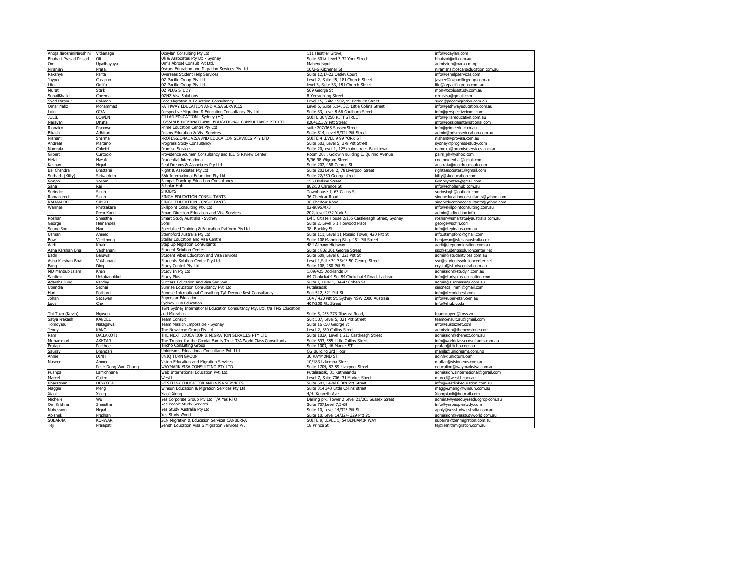| | | | | |
|---|---|---|---|---|
| Anoja NiroshiniNiroshini | Vithanage | Oceylan Consulting Pty Ltd | 111 Heather Grove, | info@oceylan.com |
| Bhabani Prasad Prasad | Oli | Oli & Associates Pty Ltd - Sydney | Suite 301A Level 3 32 York Street | bhabani@oli.com.au |
| Om | Upadhayaya | Om's Abroad Consult Pvt Ltd. | Mahendrapul | admission@oac.com.np |
| Niranjan | Prasai | Oscars Education and Migration Services Pty Ltd | 10/2-6 Kitchener St | niranjans@oscarseducation.com.au |
| Rakshya | Panta | Overseas Student Help Services | Suite 12,17-23 Oatley Court | info@oshelpservices.com |
| Jaypee | Casapao | OZ Pacific Group Pty Ltd | Level 2, Suite 45, 181 Church Street | jaypee@ozpacificgroup.com.au |
| Lito | Orolfo | OZ Pacific Group Pty Ltd. | level 3, Suite 33, 181 Church Street | lito@ozpacificgroup.com.au |
| Murat | Stark | OZ PLUS STUDY | 569 George St | mon@ozplusstudy.com.au |
| SohailKhalid | Cheema | OZNZ Visa Solutions | 8 Yerradhang Street | oznzvisa@gmail.com |
| Syed Mizanur | Rahman | Pace Migration & Education Consultancy | Level 15, Suite 1502, 99 Bathurst Street | syed@pacemigration.com.au |
| Omar Nafiz | Mohammad | PATHWAY EDUCATION AND VISA SERVICES | Level 5, Suite 5.14, 365 Little Collins Street | info@pathwayeducation.com.au |
| Lulu | QIAN | Perspective Migration & Education Consultancy Pty Ltd | Suite 33, Level 8 66 Goulburn Street | info@perspectiveimmi.com |
| JULIE | BOWEN | PILLAR EDUCATION - Sydney (HQ) | SUITE 307/250 PITT STREET | info@pillareducation.com.au |
| Narayan | Dhahal | POSSIBLE INTERNATIONAL EDUCATIONAL CONSULTANCY PTY LTD | s204L2,309 Pitt Street | info@possibleinternational.com |
| Rionaldo | Prabowo | Prime Education Centre Pty Ltd | suite 207/368 Sussex Street | info@primeedu.com.au |
| Bikash | Adhikari | Prisms Education & Visa Services | Suite 514, Level 5/321 Pitt Street | admin@prismseducation.com.au |
| Nishant | Sharma | PROFESSIONAL VISA AND EDUCATION SERVICES PTY LTD | SUITE 4 LEVEL 9 99 YORK ST | nishant@provisa.com.au |
| Andreas | Martano | Progress Study Consultancy | Suite 503, Level 5, 379 Pitt Street | sydney@progress-study.com |
| Namrata | Chhetri | Promise Services | Suite 20, level 1, 125 main street. Blacktown | namrata@promiseservices.com.au |
| Gilbert | Custodio | Providence Acumen Consultancy and IELTS Review Center | Room 205 , Goldwin Building E. Quirino Avenue | pairs_ph@yahoo.com |
| Hetal | Nayak | Prudential International | 5/96-98 Wigram Street | coe.prudential@gmail.com |
| Keshav | Nepal | Real Dreams & Associates Pty Ltd | Suite 202, 468 George St | australia@realdreamsuk.com |
| Bal Chandra | Bhattarai | Right & Associates Pty Ltd | Suite 203 Level 2, 78 Liverpool Street | rightassociates1@gmail.com |
| Suthada (Kitty) | Siriwatdeth | S&k International Education Pty Ltd | Suite 22/650 George street | kitty@skeducation.com |
| Gonpo | Yonten | Sampai Dondrup Education Consultancy | 155 Hoskins Street | Gonpoyonten@gmail.com |
| Sana | Rai | Scholar Hub | 802/50 Clarence St | info@scholarhub.com.au |
| Surinder | Singh | SHOBYS | Townhouse 1, 63 Cairns St | surinsingh@outlook.com |
| Ramanpreet | Singh | SINGH EDUCATION CONSULTANTS | 36 Cheddar Road | singheducationconsultants@yahoo.com |
| RAMANPREET | SINGH | SINGH EDUCATION CONSULTANTS | 36 Cheddar Road | singheducationconsultants@yahoo.com |
| Wannee | Phetsakare | Skillpoint Consulting Pty. Ltd | 02-80967073 | info@skillpointconsulting.com.au |
| | Prem Karki | Smart Direction Education and Visa Services | 202, level 2/32 York St | admin@sdirection.info |
| Roshan | Shrestha | Smart Study Australia - Sydney | Lvl 5 Citisite House 2/155 Castlereagh Street, Sydney | roshan@smartstudyaustralia.com.au |
| George | Hernandez | Sofiri | Suite 2, Level 5 1 Horwood Place | george@sofiri.com |
| Seung Soo | Han | Specialised Training & Education Platform Pty Ltd | 38, Buckley St | info@stepinaus.com.au |
| Usman | Ahmed | Stampford Australia Pty Ltd | Suite 111, Level 11 Mosaic Tower, 420 Pitt St | info.stampford@gmail.com |
| Bow | Vichitpong | Stellar Education and Visa Centre | Suite 108 Manning Bldg. 451 Pitt Street | benjawan@stellaraustralia.com |
| Aarti | Khatri | Step Up Migration Consultants | 484 ALbany Highway | aarti@stepupmigration.com.au |
| Asha Karshan Bhai | Vaishanani | Student Solution Center | Suite : 802 301 George Street | ssc@studentssolutioncenter.net |
| Badri | Baruwal | Student Vibes Education and Visa services | Suite 609, Level 6, 321 Pitt St | admin@studentvibes.com.au |
| Asha Karshan Bhai | Vaishanani | Students Solution Center Pty.Ltd. | Level 1,Suite 34-35/48-50 George Street | ssc@studentssolutioncenter.net |
| Fang | Ding | Study Central Pty Ltd | Suite 108, 250 Pitt St | crystal@studycentral.com.au |
| MD Mahbub Islam | Khan | Study In Pty Ltd | 1.09/425 Docklands Dr | admission@studyin.com.au |
| Santima | Uchukanokkul | Study Plus | 64 Chokchai 4 Soi 84 Chokchai 4 Road, Ladprao | info@studyplus-education.com |
| Adarsha Jung | Pandey | Success Education and Visa Services | Suite J, Level 1, 34-42 Cohen St | admin@successedu.com.au |
| Upendra | Sedhai | Sunrise Education Consultancy Pvt. Ltd. | Putalisadak | siecnepal.immi@gmail.com |
| Hari | Pokharel | Sunrise International Consulting T/A Decode Best Consultancy | Suit 512, 321 Pitt St | info@decodebest.com |
| Johan | Setiawan | Superstar Education | 104 / 420 Pitt St. Sydney NSW 2000 Australia | info@super-star.com.au |
| Lucy | Cho | Sydney Hub Education | 407/250 Pitt Street | info@shub.co.kr |
| Thi Tuan (Kevin) | Nguyen | T&N Sydney International Education Consultancy Pty. Ltd. t/a TNS Education and Migration | Suite 5, 263-273 Illawara Road, | tuannguyen@tnss.vn |
| Satya Prakash | KANDEL | Team Consult | Suit 507, Level 5, 321 Pitt Street | teamconsult.au@gmail.com |
| Tomoyasu | Nakagawa | Team Mission Impossible - Sydney | Suite 16 650 George St | info@ausbiznet.com |
| Jenny | KANG | The Newstone Group Pty Ltd | Level 2, 350 Collins Street | admission@thenewstone.com |
| Ram | DALLAKOTI | THE NEXT EDUCATION & MIGRATION SERVICES PTY LTD | Suite 103A, Level 1 233 Castlreagh Street | admission@thenext.com.au |
| Muhammad | AKHTAR | The Trustee for the Gondal Family Trust T/A World Class Consultants | Suite 693, 585 Little Collins Street | info@worldclassconsultants.com.au |
| Pratap | Panthee | Tilicho Consulting Group | Suite 1003, 46 Market ST | pratap@tilicho.com.au |
| Saurav | Bhandari | Unidreams Educational Consultants Pvt. Ltd | CG Building 3rd Floor | manila@unidreams.com.np |
| Annie | DINH | UNIQ TURN GROUP | 30 RAYMOND ST | adinh@uniqturn.com |
| Naseer | Ahmed | Vision Education and Migration Services | 10/183 Lakemba Street | multan@visionems.com.au |
| | Peter Dong Won Chung | WAYMARK VISA CONSULTING PTY LTD. | Suite 1709, 87-89 Liverpool Street | education@waymarkvisa.com.au |
| Pushpa | Lamichhane | Web International Education Pvt. Ltd. | Putalisadak, 31 Kathmandu | admission.1international@gmail.com |
| Marcel | Castro | West1 | Level 7, Suite 706, 31 Market Street | marcel@west1.com.au |
| Bharatmani | DEVKOTA | WESTLINK EDUCATION AND VISA SERVICES | Suite 601, Level 6 309 Pitt Street | info@westlinkeducation.com.au |
| Maggie | Meng | Winsun Education & Migration Services Pty Ltd | Suite 314 343 Little Collins street | maggie.meng@winsun.com.au |
| Xiaoli | Xiong | Xiaoli Xiong | 4/4 Kenneth Ave | Xiongxiaoli@hotmail.com |
| Michelle | Wu | Yes Corporate Group Pty Ltd T/A Yes RTO | Darling prk, Tower 2 Level 21/201 Sussex Street | admin3@yeseduyeseducgrop.com.au |
| Om Krishna | Shrestha | Yes People Study Services | Suite 707,Level 7,3-68 | info@yespeoplestudy.com |
| Naheswon | Nepal | Yes Study Australia Pty Ltd | Suite 10, Level 14/327 Pitt St | apply@yesstudyaustralia.com.au |
| Abishek | Pradhan | Yes Study World | Suite 10, Level 14/327- 329 Pitt St, | admission@yesstudyworld.com.au |
| SUBARNA | KUNWAR | ZEN Migration & Education Services CANBERRA | SUITE 9, LEVEL 1, 54 BENJAMIN WAY | subarna@zenmigration.com.au |
| Tej | Prajapati | Zenith Education Visa & Migration Services P/L | 18 Prince St | tej@zenithmigration.com.au |